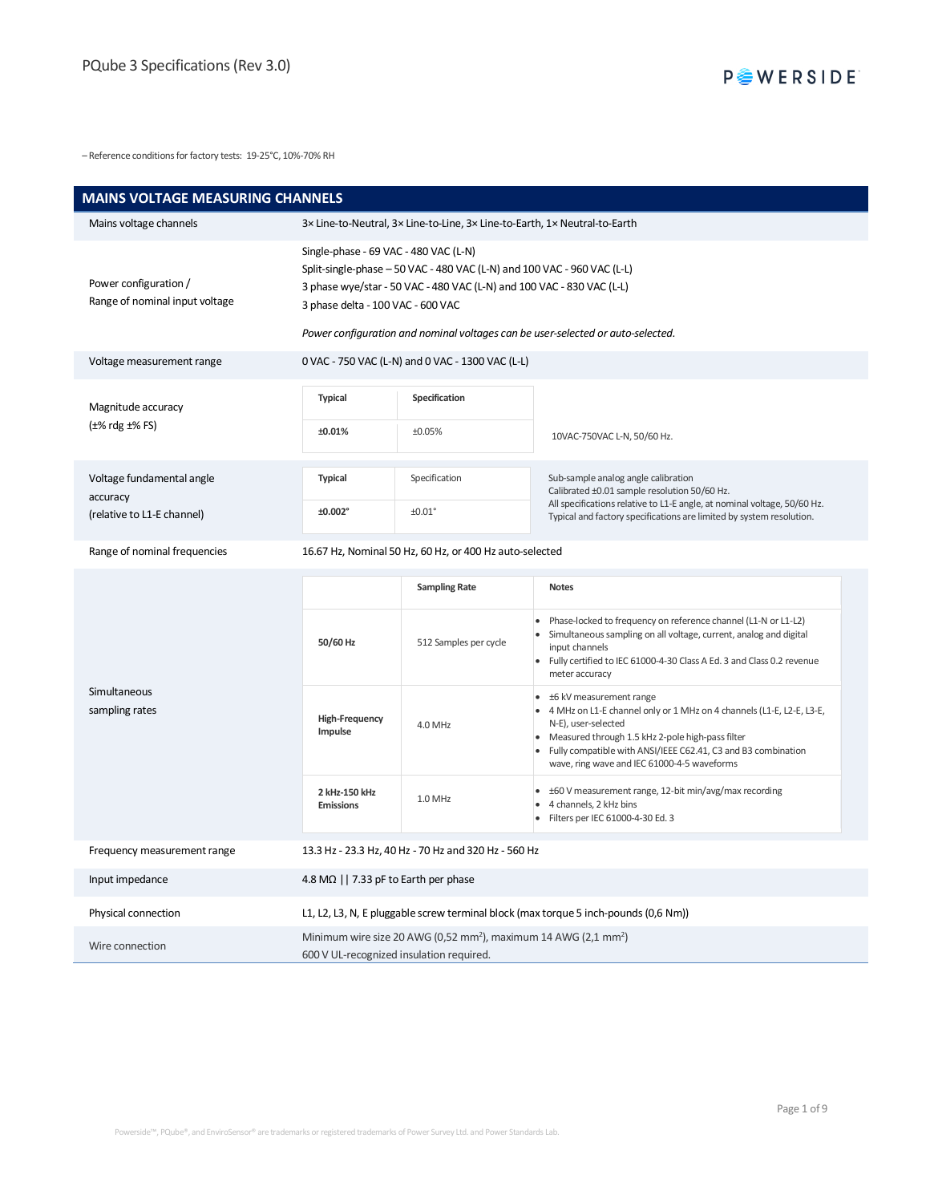– Reference conditions for factory tests: 19-25°C, 10%-70% RH

## MAINS VOLTAGE MEASURING CHANNELS

| | |
|---|---|
| Mains voltage channels | 3× Line-to-Neutral, 3× Line-to-Line, 3× Line-to-Earth, 1× Neutral-to-Earth |
| Power configuration / Range of nominal input voltage | Single-phase - 69 VAC - 480 VAC (L-N)<br>Split-single-phase – 50 VAC - 480 VAC (L-N) and 100 VAC - 960 VAC (L-L)<br>3 phase wye/star - 50 VAC - 480 VAC (L-N) and 100 VAC - 830 VAC (L-L)<br>3 phase delta - 100 VAC - 600 VAC<br><br>*Power configuration and nominal voltages can be user-selected or auto-selected.* |
| Voltage measurement range | 0 VAC - 750 VAC (L-N) and 0 VAC - 1300 VAC (L-L) |
| Magnitude accuracy (±% rdg ±% FS) | **Typical:** **±0.01%**; **Specification:** ±0.05% — 10VAC-750VAC L-N, 50/60 Hz. |
| Voltage fundamental angle accuracy (relative to L1-E channel) | **Typical:** **±0.002°**; Specification: ±0.01° — Sub-sample analog angle calibration. Calibrated ±0.01 sample resolution 50/60 Hz. All specifications relative to L1-E angle, at nominal voltage, 50/60 Hz. Typical and factory specifications are limited by system resolution. |
| Range of nominal frequencies | 16.67 Hz, Nominal 50 Hz, 60 Hz, or 400 Hz auto-selected |

**Simultaneous sampling rates**

| | Sampling Rate | Notes |
|---|---|---|
| **50/60 Hz** | 512 Samples per cycle | • Phase-locked to frequency on reference channel (L1-N or L1-L2)<br>• Simultaneous sampling on all voltage, current, analog and digital input channels<br>• Fully certified to IEC 61000-4-30 Class A Ed. 3 and Class 0.2 revenue meter accuracy |
| **High-Frequency Impulse** | 4.0 MHz | • ±6 kV measurement range<br>• 4 MHz on L1-E channel only or 1 MHz on 4 channels (L1-E, L2-E, L3-E, N-E), user-selected<br>• Measured through 1.5 kHz 2-pole high-pass filter<br>• Fully compatible with ANSI/IEEE C62.41, C3 and B3 combination wave, ring wave and IEC 61000-4-5 waveforms |
| **2 kHz-150 kHz Emissions** | 1.0 MHz | • ±60 V measurement range, 12-bit min/avg/max recording<br>• 4 channels, 2 kHz bins<br>• Filters per IEC 61000-4-30 Ed. 3 |

| | |
|---|---|
| Frequency measurement range | 13.3 Hz - 23.3 Hz, 40 Hz - 70 Hz and 320 Hz - 560 Hz |
| Input impedance | 4.8 MΩ \|\| 7.33 pF to Earth per phase |
| Physical connection | L1, L2, L3, N, E pluggable screw terminal block (max torque 5 inch-pounds (0,6 Nm)) |
| Wire connection | Minimum wire size 20 AWG (0,52 mm²), maximum 14 AWG (2,1 mm²)<br>600 V UL-recognized insulation required. |

Powerside™, PQube®, and EnviroSensor® are trademarks or registered trademarks of Power Survey Ltd. and Power Standards Lab.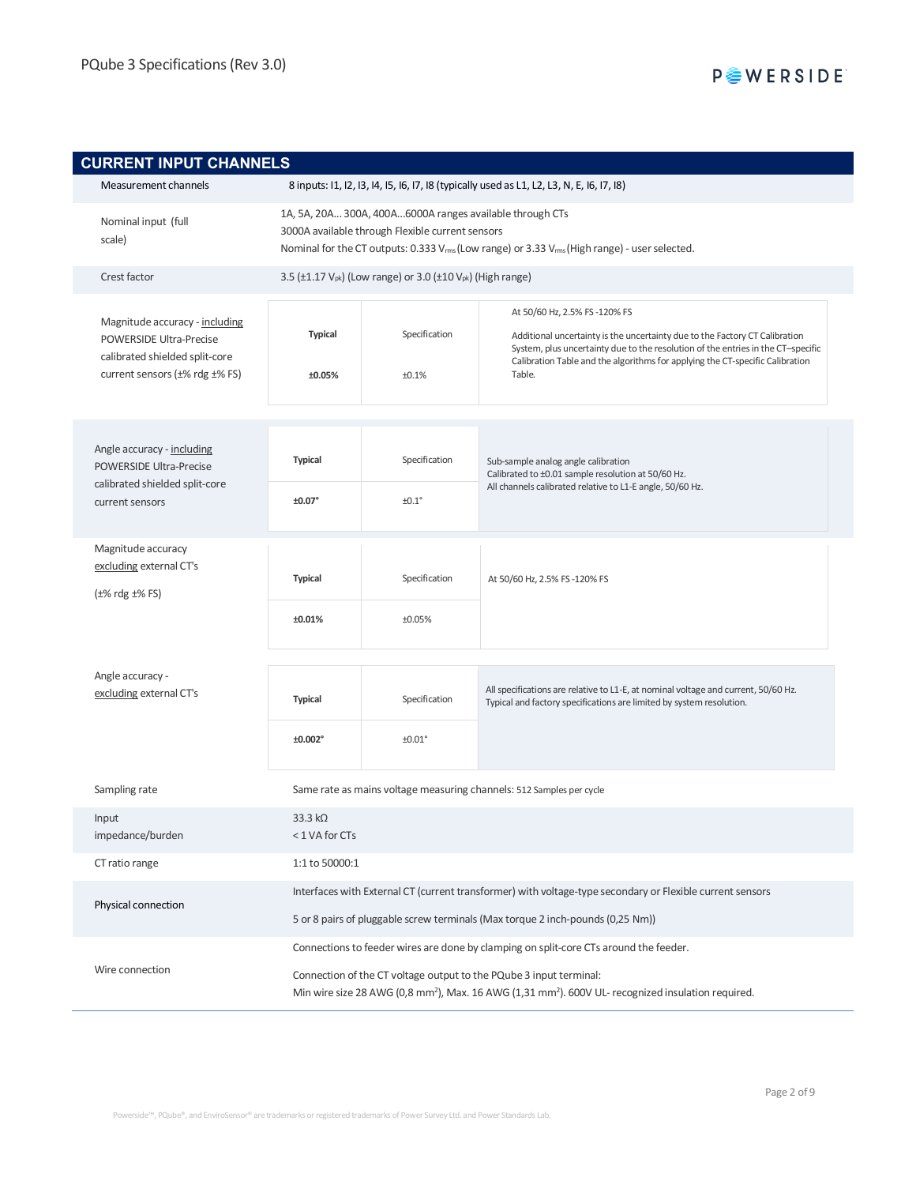## CURRENT INPUT CHANNELS

| | |
|---|---|
| Measurement channels | 8 inputs: I1, I2, I3, I4, I5, I6, I7, I8 (typically used as L1, L2, L3, N, E, I6, I7, I8) |
| Nominal input (full scale) | 1A, 5A, 20A... 300A, 400A...6000A ranges available through CTs<br>3000A available through Flexible current sensors<br>Nominal for the CT outputs: 0.333 $V_{rms}$ (Low range) or 3.33 $V_{rms}$ (High range) - user selected. |
| Crest factor | 3.5 (±1.17 $V_{pk}$) (Low range) or 3.0 (±10 $V_{pk}$) (High range) |

| | Typical | Specification | Notes |
|---|---|---|---|
| Magnitude accuracy - including POWERSIDE Ultra-Precise calibrated shielded split-core current sensors (±% rdg ±% FS) | **±0.05%** | ±0.1% | At 50/60 Hz, 2.5% FS -120% FS<br>Additional uncertainty is the uncertainty due to the Factory CT Calibration System, plus uncertainty due to the resolution of the entries in the CT–specific Calibration Table and the algorithms for applying the CT-specific Calibration Table. |
| Angle accuracy - including POWERSIDE Ultra-Precise calibrated shielded split-core current sensors | **±0.07°** | ±0.1° | Sub-sample analog angle calibration<br>Calibrated to ±0.01 sample resolution at 50/60 Hz.<br>All channels calibrated relative to L1-E angle, 50/60 Hz. |
| Magnitude accuracy excluding external CT's (±% rdg ±% FS) | **±0.01%** | ±0.05% | At 50/60 Hz, 2.5% FS -120% FS |
| Angle accuracy - excluding external CT's | **±0.002°** | ±0.01° | All specifications are relative to L1-E, at nominal voltage and current, 50/60 Hz.<br>Typical and factory specifications are limited by system resolution. |

| | |
|---|---|
| Sampling rate | Same rate as mains voltage measuring channels: 512 Samples per cycle |
| Input impedance/burden | 33.3 kΩ<br>< 1 VA for CTs |
| CT ratio range | 1:1 to 50000:1 |
| Physical connection | Interfaces with External CT (current transformer) with voltage-type secondary or Flexible current sensors<br>5 or 8 pairs of pluggable screw terminals (Max torque 2 inch-pounds (0,25 Nm)) |
| Wire connection | Connections to feeder wires are done by clamping on split-core CTs around the feeder.<br>Connection of the CT voltage output to the PQube 3 input terminal:<br>Min wire size 28 AWG (0,8 $mm^2$), Max. 16 AWG (1,31 $mm^2$). 600V UL- recognized insulation required. |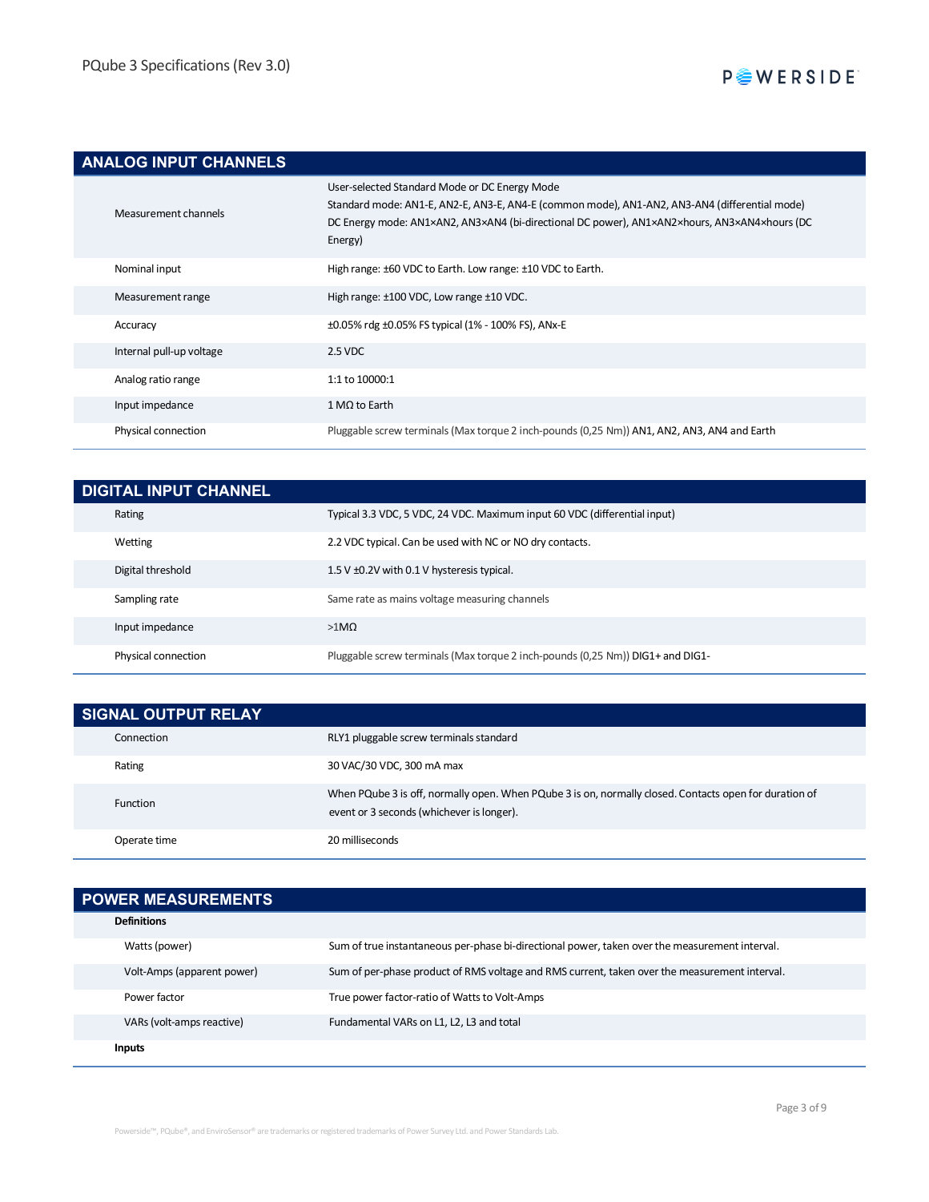## ANALOG INPUT CHANNELS

| | |
|---|---|
| Measurement channels | User-selected Standard Mode or DC Energy Mode<br>Standard mode: AN1-E, AN2-E, AN3-E, AN4-E (common mode), AN1-AN2, AN3-AN4 (differential mode)<br>DC Energy mode: AN1×AN2, AN3×AN4 (bi-directional DC power), AN1×AN2×hours, AN3×AN4×hours (DC Energy) |
| Nominal input | High range: ±60 VDC to Earth. Low range: ±10 VDC to Earth. |
| Measurement range | High range: ±100 VDC, Low range ±10 VDC. |
| Accuracy | ±0.05% rdg ±0.05% FS typical (1% - 100% FS), ANx-E |
| Internal pull-up voltage | 2.5 VDC |
| Analog ratio range | 1:1 to 10000:1 |
| Input impedance | 1 MΩ to Earth |
| Physical connection | Pluggable screw terminals (Max torque 2 inch-pounds (0,25 Nm)) AN1, AN2, AN3, AN4 and Earth |

## DIGITAL INPUT CHANNEL

| | |
|---|---|
| Rating | Typical 3.3 VDC, 5 VDC, 24 VDC. Maximum input 60 VDC (differential input) |
| Wetting | 2.2 VDC typical. Can be used with NC or NO dry contacts. |
| Digital threshold | 1.5 V ±0.2V with 0.1 V hysteresis typical. |
| Sampling rate | Same rate as mains voltage measuring channels |
| Input impedance | >1MΩ |
| Physical connection | Pluggable screw terminals (Max torque 2 inch-pounds (0,25 Nm)) DIG1+ and DIG1- |

## SIGNAL OUTPUT RELAY

| | |
|---|---|
| Connection | RLY1 pluggable screw terminals standard |
| Rating | 30 VAC/30 VDC, 300 mA max |
| Function | When PQube 3 is off, normally open. When PQube 3 is on, normally closed. Contacts open for duration of event or 3 seconds (whichever is longer). |
| Operate time | 20 milliseconds |

## POWER MEASUREMENTS

| | |
|---|---|
| **Definitions** | |
| Watts (power) | Sum of true instantaneous per-phase bi-directional power, taken over the measurement interval. |
| Volt-Amps (apparent power) | Sum of per-phase product of RMS voltage and RMS current, taken over the measurement interval. |
| Power factor | True power factor-ratio of Watts to Volt-Amps |
| VARs (volt-amps reactive) | Fundamental VARs on L1, L2, L3 and total |
| **Inputs** | |

Powerside™, PQube®, and EnviroSensor® are trademarks or registered trademarks of Power Survey Ltd. and Power Standards Lab.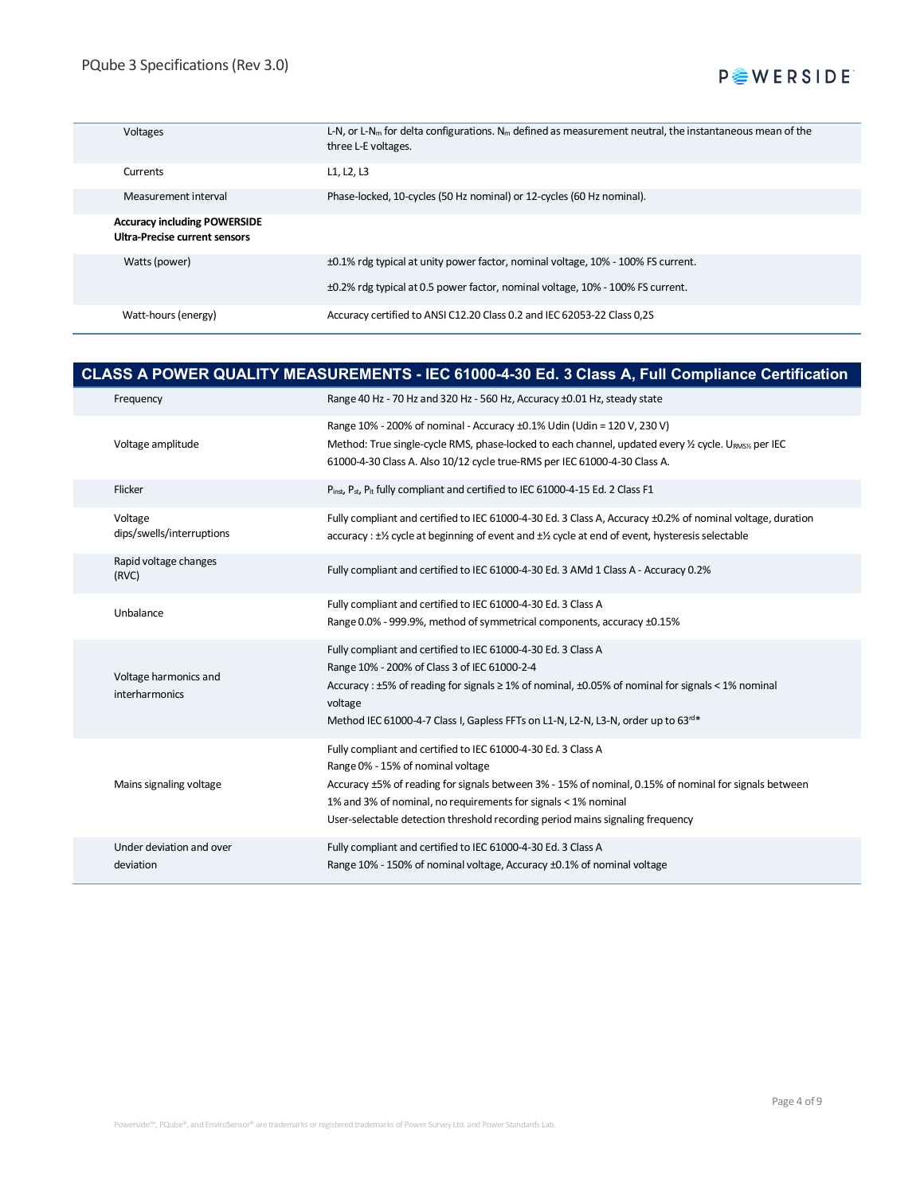| | |
|---|---|
| Voltages | L-N, or L-$N_m$ for delta configurations. $N_m$ defined as measurement neutral, the instantaneous mean of the three L-E voltages. |
| Currents | L1, L2, L3 |
| Measurement interval | Phase-locked, 10-cycles (50 Hz nominal) or 12-cycles (60 Hz nominal). |
| **Accuracy including POWERSIDE Ultra-Precise current sensors** | |
| Watts (power) | ±0.1% rdg typical at unity power factor, nominal voltage, 10% - 100% FS current.<br>±0.2% rdg typical at 0.5 power factor, nominal voltage, 10% - 100% FS current. |
| Watt-hours (energy) | Accuracy certified to ANSI C12.20 Class 0.2 and IEC 62053-22 Class 0,2S |

## CLASS A POWER QUALITY MEASUREMENTS - IEC 61000-4-30 Ed. 3 Class A, Full Compliance Certification

| | |
|---|---|
| Frequency | Range 40 Hz - 70 Hz and 320 Hz - 560 Hz, Accuracy ±0.01 Hz, steady state |
| Voltage amplitude | Range 10% - 200% of nominal - Accuracy ±0.1% Udin (Udin = 120 V, 230 V)<br>Method: True single-cycle RMS, phase-locked to each channel, updated every ½ cycle. $U_{RMS½}$ per IEC 61000-4-30 Class A. Also 10/12 cycle true-RMS per IEC 61000-4-30 Class A. |
| Flicker | $P_{inst}$, $P_{st}$, $P_{lt}$ fully compliant and certified to IEC 61000-4-15 Ed. 2 Class F1 |
| Voltage dips/swells/interruptions | Fully compliant and certified to IEC 61000-4-30 Ed. 3 Class A, Accuracy ±0.2% of nominal voltage, duration accuracy : ±½ cycle at beginning of event and ±½ cycle at end of event, hysteresis selectable |
| Rapid voltage changes (RVC) | Fully compliant and certified to IEC 61000-4-30 Ed. 3 AMd 1 Class A - Accuracy 0.2% |
| Unbalance | Fully compliant and certified to IEC 61000-4-30 Ed. 3 Class A<br>Range 0.0% - 999.9%, method of symmetrical components, accuracy ±0.15% |
| Voltage harmonics and interharmonics | Fully compliant and certified to IEC 61000-4-30 Ed. 3 Class A<br>Range 10% - 200% of Class 3 of IEC 61000-2-4<br>Accuracy : ±5% of reading for signals ≥ 1% of nominal, ±0.05% of nominal for signals < 1% nominal voltage<br>Method IEC 61000-4-7 Class I, Gapless FFTs on L1-N, L2-N, L3-N, order up to 63rd* |
| Mains signaling voltage | Fully compliant and certified to IEC 61000-4-30 Ed. 3 Class A<br>Range 0% - 15% of nominal voltage<br>Accuracy ±5% of reading for signals between 3% - 15% of nominal, 0.15% of nominal for signals between 1% and 3% of nominal, no requirements for signals < 1% nominal<br>User-selectable detection threshold recording period mains signaling frequency |
| Under deviation and over deviation | Fully compliant and certified to IEC 61000-4-30 Ed. 3 Class A<br>Range 10% - 150% of nominal voltage, Accuracy ±0.1% of nominal voltage |

Powerside™, PQube®, and EnviroSensor® are trademarks or registered trademarks of Power Survey Ltd. and Power Standards Lab.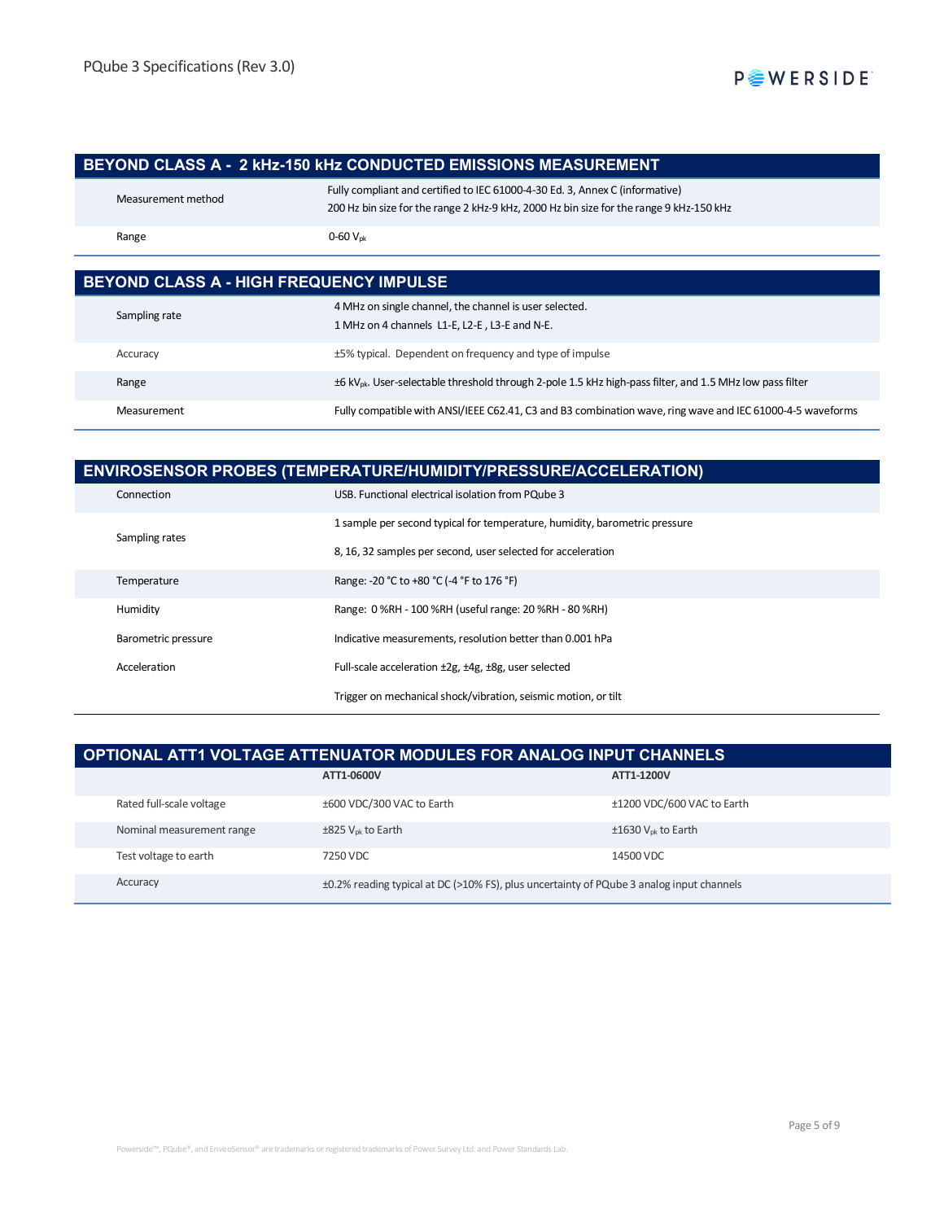## BEYOND CLASS A - 2 kHz-150 kHz CONDUCTED EMISSIONS MEASUREMENT

| | |
|---|---|
| Measurement method | Fully compliant and certified to IEC 61000-4-30 Ed. 3, Annex C (informative)<br>200 Hz bin size for the range 2 kHz-9 kHz, 2000 Hz bin size for the range 9 kHz-150 kHz |
| Range | 0-60 $V_{pk}$ |

## BEYOND CLASS A - HIGH FREQUENCY IMPULSE

| | |
|---|---|
| Sampling rate | 4 MHz on single channel, the channel is user selected.<br>1 MHz on 4 channels L1-E, L2-E , L3-E and N-E. |
| Accuracy | ±5% typical. Dependent on frequency and type of impulse |
| Range | ±6 $kV_{pk}$. User-selectable threshold through 2-pole 1.5 kHz high-pass filter, and 1.5 MHz low pass filter |
| Measurement | Fully compatible with ANSI/IEEE C62.41, C3 and B3 combination wave, ring wave and IEC 61000-4-5 waveforms |

## ENVIROSENSOR PROBES (TEMPERATURE/HUMIDITY/PRESSURE/ACCELERATION)

| | |
|---|---|
| Connection | USB. Functional electrical isolation from PQube 3 |
| Sampling rates | 1 sample per second typical for temperature, humidity, barometric pressure<br>8, 16, 32 samples per second, user selected for acceleration |
| Temperature | Range: -20 °C to +80 °C (-4 °F to 176 °F) |
| Humidity | Range: 0 %RH - 100 %RH (useful range: 20 %RH - 80 %RH) |
| Barometric pressure | Indicative measurements, resolution better than 0.001 hPa |
| Acceleration | Full-scale acceleration ±2g, ±4g, ±8g, user selected<br>Trigger on mechanical shock/vibration, seismic motion, or tilt |

## OPTIONAL ATT1 VOLTAGE ATTENUATOR MODULES FOR ANALOG INPUT CHANNELS

| | ATT1-0600V | ATT1-1200V |
|---|---|---|
| Rated full-scale voltage | ±600 VDC/300 VAC to Earth | ±1200 VDC/600 VAC to Earth |
| Nominal measurement range | ±825 $V_{pk}$ to Earth | ±1630 $V_{pk}$ to Earth |
| Test voltage to earth | 7250 VDC | 14500 VDC |
| Accuracy | ±0.2% reading typical at DC (>10% FS), plus uncertainty of PQube 3 analog input channels | |

Powerside™, PQube®, and EnviroSensor® are trademarks or registered trademarks of Power Survey Ltd. and Power Standards Lab.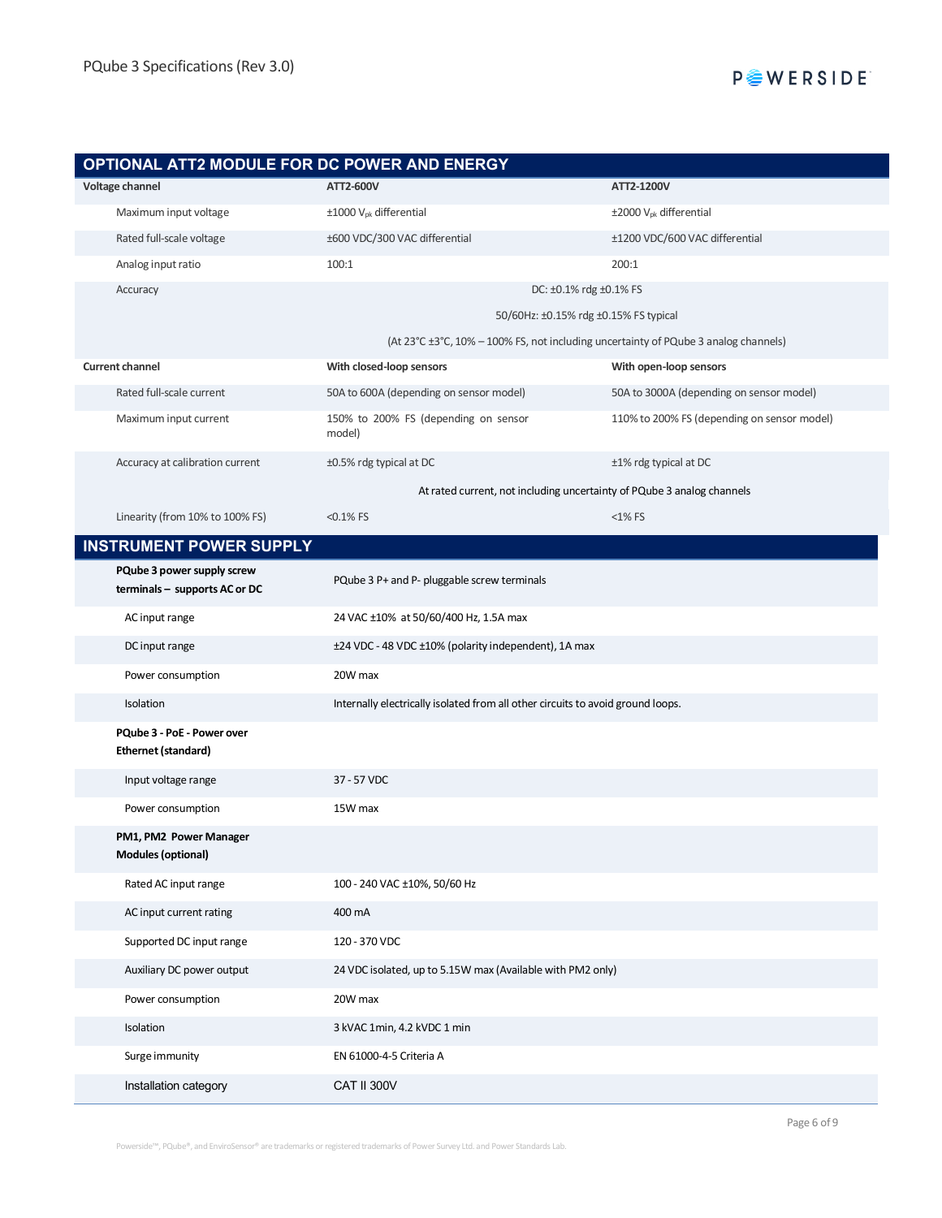## OPTIONAL ATT2 MODULE FOR DC POWER AND ENERGY

| Voltage channel | ATT2-600V | ATT2-1200V |
|---|---|---|
| Maximum input voltage | ±1000 $V_{pk}$ differential | ±2000 $V_{pk}$ differential |
| Rated full-scale voltage | ±600 VDC/300 VAC differential | ±1200 VDC/600 VAC differential |
| Analog input ratio | 100:1 | 200:1 |
| Accuracy | DC: ±0.1% rdg ±0.1% FS<br>50/60Hz: ±0.15% rdg ±0.15% FS typical<br>(At 23°C ±3°C, 10% – 100% FS, not including uncertainty of PQube 3 analog channels) | |
| **Current channel** | **With closed-loop sensors** | **With open-loop sensors** |
| Rated full-scale current | 50A to 600A (depending on sensor model) | 50A to 3000A (depending on sensor model) |
| Maximum input current | 150% to 200% FS (depending on sensor model) | 110% to 200% FS (depending on sensor model) |
| Accuracy at calibration current | ±0.5% rdg typical at DC | ±1% rdg typical at DC |
| | At rated current, not including uncertainty of PQube 3 analog channels | |
| Linearity (from 10% to 100% FS) | <0.1% FS | <1% FS |

## INSTRUMENT POWER SUPPLY

| | |
|---|---|
| **PQube 3 power supply screw terminals – supports AC or DC** | PQube 3 P+ and P- pluggable screw terminals |
| AC input range | 24 VAC ±10% at 50/60/400 Hz, 1.5A max |
| DC input range | ±24 VDC - 48 VDC ±10% (polarity independent), 1A max |
| Power consumption | 20W max |
| Isolation | Internally electrically isolated from all other circuits to avoid ground loops. |
| **PQube 3 - PoE - Power over Ethernet (standard)** | |
| Input voltage range | 37 - 57 VDC |
| Power consumption | 15W max |
| **PM1, PM2 Power Manager Modules (optional)** | |
| Rated AC input range | 100 - 240 VAC ±10%, 50/60 Hz |
| AC input current rating | 400 mA |
| Supported DC input range | 120 - 370 VDC |
| Auxiliary DC power output | 24 VDC isolated, up to 5.15W max (Available with PM2 only) |
| Power consumption | 20W max |
| Isolation | 3 kVAC 1min, 4.2 kVDC 1 min |
| Surge immunity | EN 61000-4-5 Criteria A |
| Installation category | CAT II 300V |

Powerside™, PQube®, and EnviroSensor® are trademarks or registered trademarks of Power Survey Ltd. and Power Standards Lab.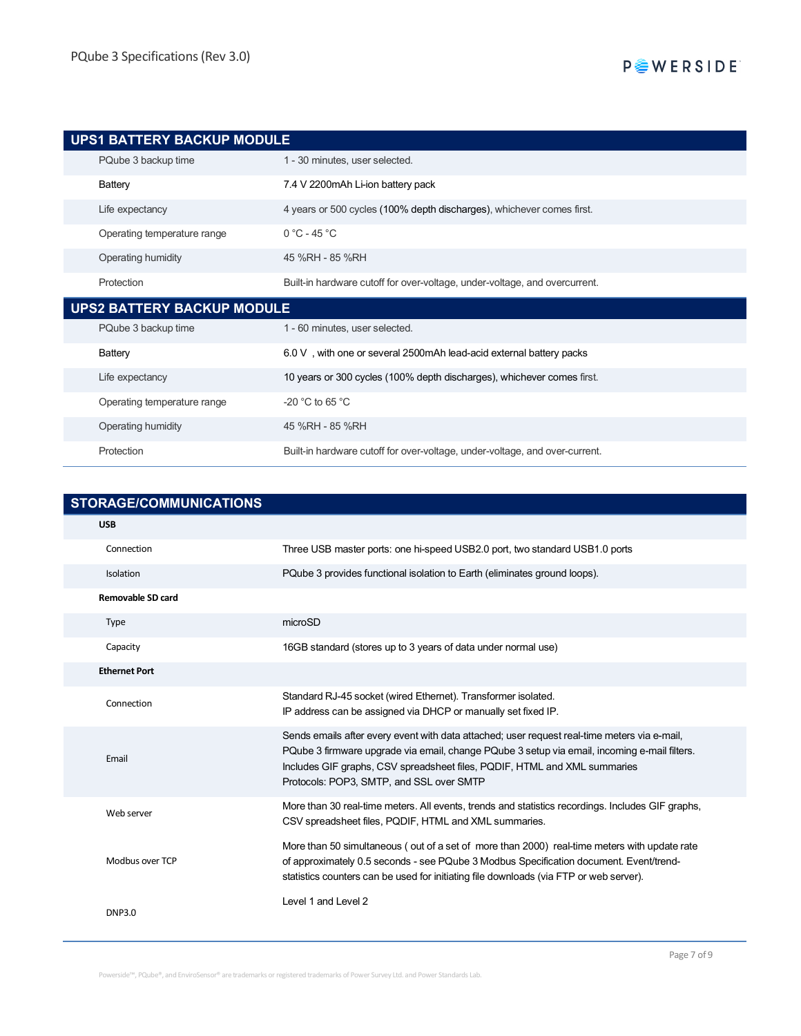## UPS1 BATTERY BACKUP MODULE

| | |
|---|---|
| PQube 3 backup time | 1 - 30 minutes, user selected. |
| Battery | 7.4 V 2200mAh Li-ion battery pack |
| Life expectancy | 4 years or 500 cycles (100% depth discharges), whichever comes first. |
| Operating temperature range | 0 °C - 45 °C |
| Operating humidity | 45 %RH - 85 %RH |
| Protection | Built-in hardware cutoff for over-voltage, under-voltage, and overcurrent. |

## UPS2 BATTERY BACKUP MODULE

| | |
|---|---|
| PQube 3 backup time | 1 - 60 minutes, user selected. |
| Battery | 6.0 V , with one or several 2500mAh lead-acid external battery packs |
| Life expectancy | 10 years or 300 cycles (100% depth discharges), whichever comes first. |
| Operating temperature range | -20 °C to 65 °C |
| Operating humidity | 45 %RH - 85 %RH |
| Protection | Built-in hardware cutoff for over-voltage, under-voltage, and over-current. |

## STORAGE/COMMUNICATIONS

| | |
|---|---|
| **USB** | |
| Connection | Three USB master ports: one hi-speed USB2.0 port, two standard USB1.0 ports |
| Isolation | PQube 3 provides functional isolation to Earth (eliminates ground loops). |
| **Removable SD card** | |
| Type | microSD |
| Capacity | 16GB standard (stores up to 3 years of data under normal use) |
| **Ethernet Port** | |
| Connection | Standard RJ-45 socket (wired Ethernet). Transformer isolated.<br>IP address can be assigned via DHCP or manually set fixed IP. |
| Email | Sends emails after every event with data attached; user request real-time meters via e-mail, PQube 3 firmware upgrade via email, change PQube 3 setup via email, incoming e-mail filters. Includes GIF graphs, CSV spreadsheet files, PQDIF, HTML and XML summaries<br>Protocols: POP3, SMTP, and SSL over SMTP |
| Web server | More than 30 real-time meters. All events, trends and statistics recordings. Includes GIF graphs, CSV spreadsheet files, PQDIF, HTML and XML summaries. |
| Modbus over TCP | More than 50 simultaneous ( out of a set of more than 2000) real-time meters with update rate of approximately 0.5 seconds - see PQube 3 Modbus Specification document. Event/trend-statistics counters can be used for initiating file downloads (via FTP or web server). |
| DNP3.0 | Level 1 and Level 2 |

Powerside™, PQube®, and EnviroSensor® are trademarks or registered trademarks of Power Survey Ltd. and Power Standards Lab.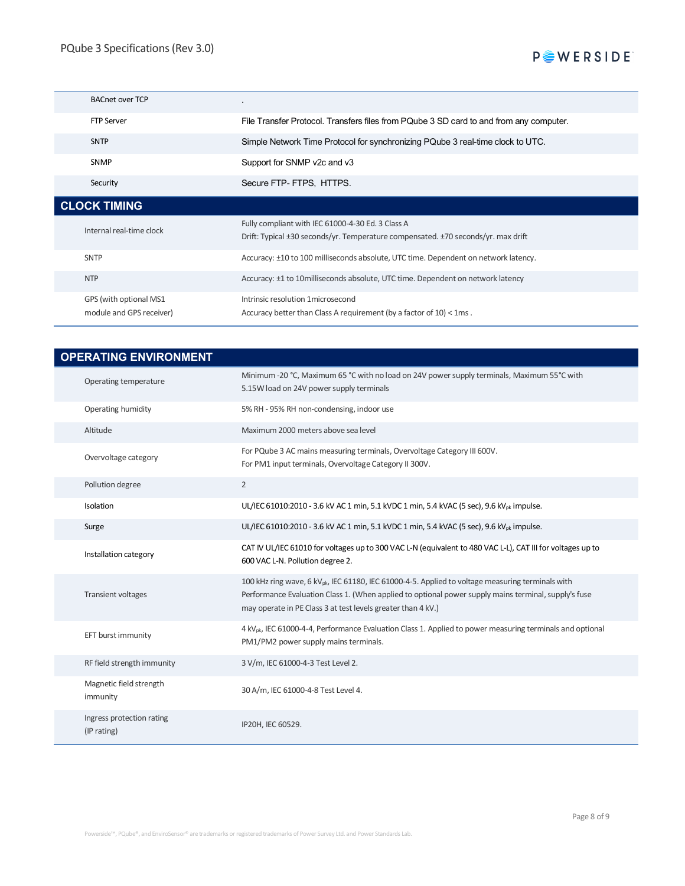| | |
|---|---|
| BACnet over TCP | . |
| FTP Server | File Transfer Protocol. Transfers files from PQube 3 SD card to and from any computer. |
| SNTP | Simple Network Time Protocol for synchronizing PQube 3 real-time clock to UTC. |
| SNMP | Support for SNMP v2c and v3 |
| Security | Secure FTP- FTPS, HTTPS. |

## CLOCK TIMING

| | |
|---|---|
| Internal real-time clock | Fully compliant with IEC 61000-4-30 Ed. 3 Class A<br>Drift: Typical ±30 seconds/yr. Temperature compensated. ±70 seconds/yr. max drift |
| SNTP | Accuracy: ±10 to 100 milliseconds absolute, UTC time. Dependent on network latency. |
| NTP | Accuracy: ±1 to 10milliseconds absolute, UTC time. Dependent on network latency |
| GPS (with optional MS1 module and GPS receiver) | Intrinsic resolution 1microsecond<br>Accuracy better than Class A requirement (by a factor of 10) < 1ms . |

## OPERATING ENVIRONMENT

| | |
|---|---|
| Operating temperature | Minimum -20 °C, Maximum 65 °C with no load on 24V power supply terminals, Maximum 55°C with 5.15W load on 24V power supply terminals |
| Operating humidity | 5% RH - 95% RH non-condensing, indoor use |
| Altitude | Maximum 2000 meters above sea level |
| Overvoltage category | For PQube 3 AC mains measuring terminals, Overvoltage Category III 600V.<br>For PM1 input terminals, Overvoltage Category II 300V. |
| Pollution degree | 2 |
| Isolation | UL/IEC 61010:2010 - 3.6 kV AC 1 min, 5.1 kVDC 1 min, 5.4 kVAC (5 sec), 9.6 $kV_{pk}$ impulse. |
| Surge | UL/IEC 61010:2010 - 3.6 kV AC 1 min, 5.1 kVDC 1 min, 5.4 kVAC (5 sec), 9.6 $kV_{pk}$ impulse. |
| Installation category | CAT IV UL/IEC 61010 for voltages up to 300 VAC L-N (equivalent to 480 VAC L-L), CAT III for voltages up to 600 VAC L-N. Pollution degree 2. |
| Transient voltages | 100 kHz ring wave, 6 $kV_{pk}$, IEC 61180, IEC 61000-4-5. Applied to voltage measuring terminals with Performance Evaluation Class 1. (When applied to optional power supply mains terminal, supply's fuse may operate in PE Class 3 at test levels greater than 4 kV.) |
| EFT burst immunity | 4 $kV_{pk}$, IEC 61000-4-4, Performance Evaluation Class 1. Applied to power measuring terminals and optional PM1/PM2 power supply mains terminals. |
| RF field strength immunity | 3 V/m, IEC 61000-4-3 Test Level 2. |
| Magnetic field strength immunity | 30 A/m, IEC 61000-4-8 Test Level 4. |
| Ingress protection rating (IP rating) | IP20H, IEC 60529. |

Powerside™, PQube®, and EnviroSensor® are trademarks or registered trademarks of Power Survey Ltd. and Power Standards Lab.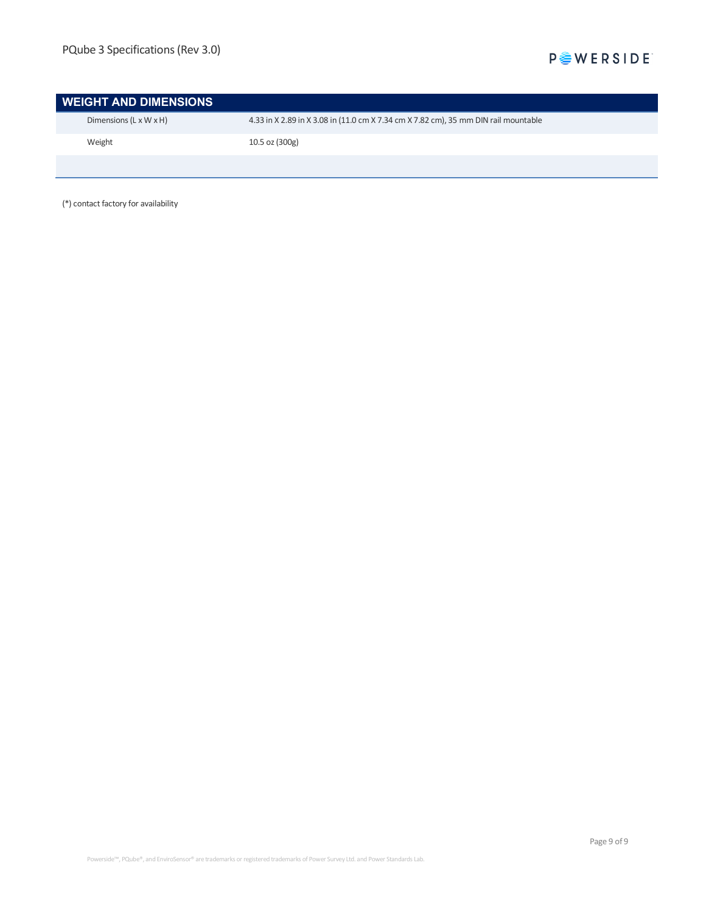## WEIGHT AND DIMENSIONS

| | |
|---|---|
| Dimensions (L x W x H) | 4.33 in X 2.89 in X 3.08 in (11.0 cm X 7.34 cm X 7.82 cm), 35 mm DIN rail mountable |
| Weight | 10.5 oz (300g) |

(*) contact factory for availability

Powerside™, PQube®, and EnviroSensor® are trademarks or registered trademarks of Power Survey Ltd. and Power Standards Lab.